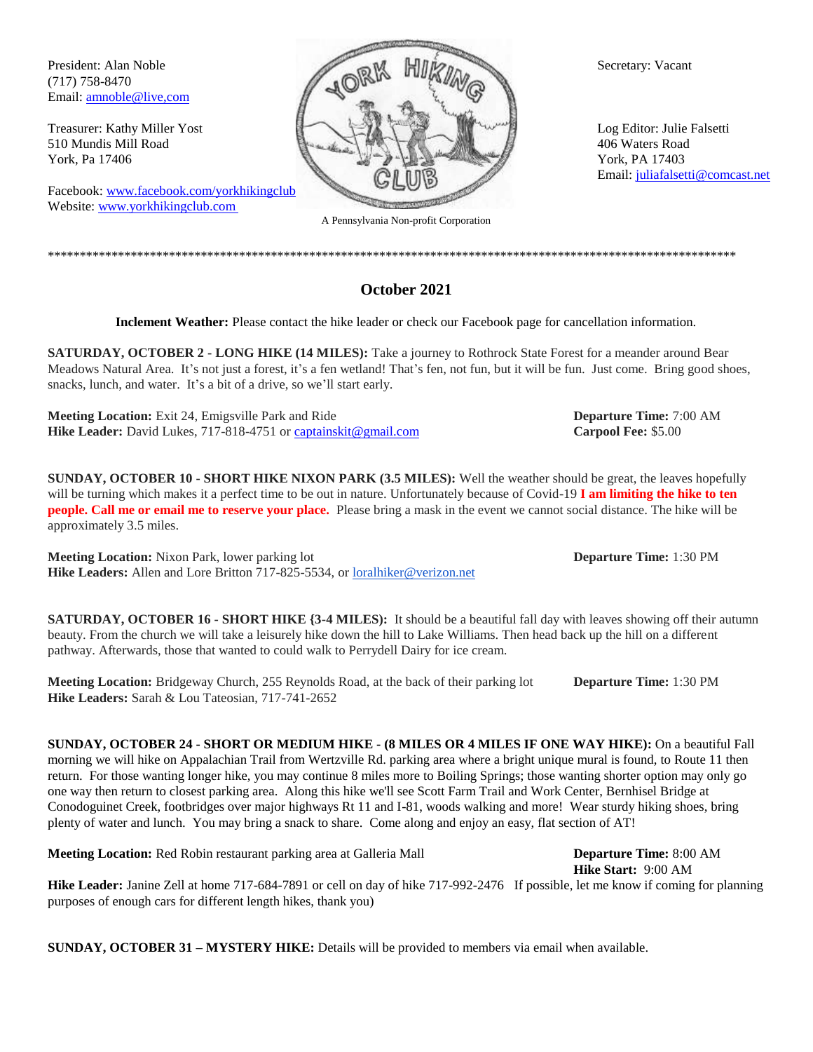President: Alan Noble
(717) 758-8470
Email: amnoble@live,com

Treasurer: Kathy Miller Yost
510 Mundis Mill Road
York, Pa 17406

Facebook: www.facebook.com/yorkhikingclub
Website: www.yorkhikingclub.com

A Pennsylvania Non-profit Corporation

Secretary: Vacant

Log Editor: Julie Falsetti
406 Waters Road
York, PA 17403
Email: juliafalsetti@comcast.net

************************************************************************************************************

## October 2021

**Inclement Weather:** Please contact the hike leader or check our Facebook page for cancellation information.

**SATURDAY, OCTOBER 2 - LONG HIKE (14 MILES):** Take a journey to Rothrock State Forest for a meander around Bear Meadows Natural Area. It's not just a forest, it's a fen wetland! That's fen, not fun, but it will be fun. Just come. Bring good shoes, snacks, lunch, and water. It's a bit of a drive, so we'll start early.

**Meeting Location:** Exit 24, Emigsville Park and Ride
**Departure Time:** 7:00 AM
**Hike Leader:** David Lukes, 717-818-4751 or captainskit@gmail.com
**Carpool Fee:** $5.00

**SUNDAY, OCTOBER 10 - SHORT HIKE NIXON PARK (3.5 MILES):** Well the weather should be great, the leaves hopefully will be turning which makes it a perfect time to be out in nature. Unfortunately because of Covid-19 **I am limiting the hike to ten people. Call me or email me to reserve your place.** Please bring a mask in the event we cannot social distance. The hike will be approximately 3.5 miles.

**Meeting Location:** Nixon Park, lower parking lot
**Departure Time:** 1:30 PM
**Hike Leaders:** Allen and Lore Britton 717-825-5534, or loralhiker@verizon.net

**SATURDAY, OCTOBER 16 - SHORT HIKE {3-4 MILES):** It should be a beautiful fall day with leaves showing off their autumn beauty. From the church we will take a leisurely hike down the hill to Lake Williams. Then head back up the hill on a different pathway. Afterwards, those that wanted to could walk to Perrydell Dairy for ice cream.

**Meeting Location:** Bridgeway Church, 255 Reynolds Road, at the back of their parking lot
**Departure Time:** 1:30 PM
**Hike Leaders:** Sarah & Lou Tateosian, 717-741-2652

**SUNDAY, OCTOBER 24 - SHORT OR MEDIUM HIKE - (8 MILES OR 4 MILES IF ONE WAY HIKE):** On a beautiful Fall morning we will hike on Appalachian Trail from Wertzville Rd. parking area where a bright unique mural is found, to Route 11 then return. For those wanting longer hike, you may continue 8 miles more to Boiling Springs; those wanting shorter option may only go one way then return to closest parking area. Along this hike we'll see Scott Farm Trail and Work Center, Bernhisel Bridge at Conodoguinet Creek, footbridges over major highways Rt 11 and I-81, woods walking and more! Wear sturdy hiking shoes, bring plenty of water and lunch. You may bring a snack to share. Come along and enjoy an easy, flat section of AT!

**Meeting Location:** Red Robin restaurant parking area at Galleria Mall
**Departure Time:** 8:00 AM
**Hike Start:** 9:00 AM
**Hike Leader:** Janine Zell at home 717-684-7891 or cell on day of hike 717-992-2476 If possible, let me know if coming for planning purposes of enough cars for different length hikes, thank you)

**SUNDAY, OCTOBER 31 – MYSTERY HIKE:** Details will be provided to members via email when available.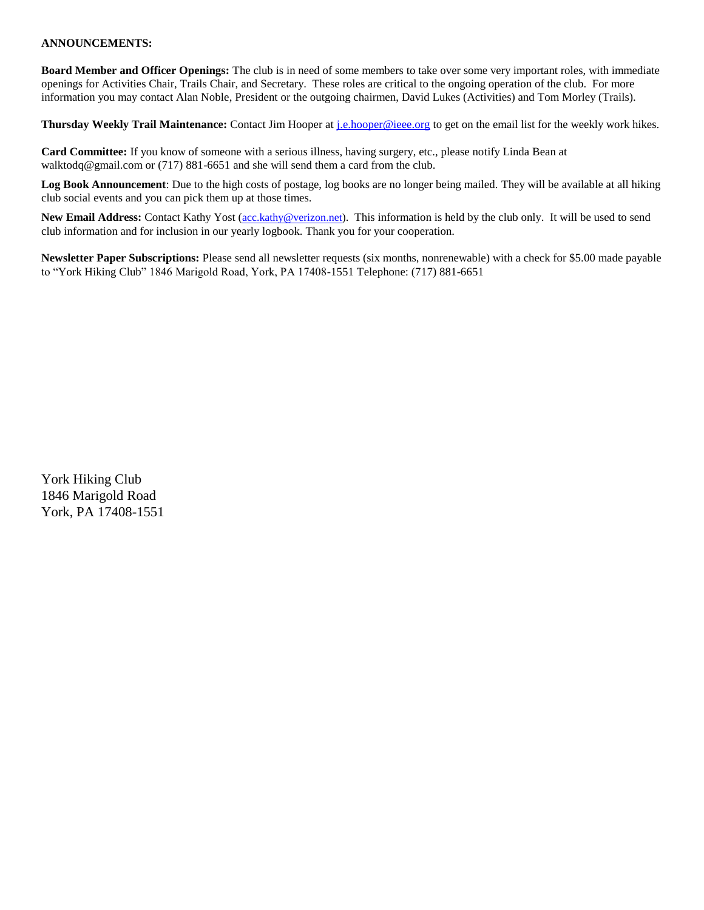**ANNOUNCEMENTS:**

**Board Member and Officer Openings:** The club is in need of some members to take over some very important roles, with immediate openings for Activities Chair, Trails Chair, and Secretary. These roles are critical to the ongoing operation of the club. For more information you may contact Alan Noble, President or the outgoing chairmen, David Lukes (Activities) and Tom Morley (Trails).

**Thursday Weekly Trail Maintenance:** Contact Jim Hooper at j.e.hooper@ieee.org to get on the email list for the weekly work hikes.

**Card Committee:** If you know of someone with a serious illness, having surgery, etc., please notify Linda Bean at walktodq@gmail.com or (717) 881-6651 and she will send them a card from the club.

**Log Book Announcement**: Due to the high costs of postage, log books are no longer being mailed. They will be available at all hiking club social events and you can pick them up at those times.

**New Email Address:** Contact Kathy Yost (acc.kathy@verizon.net). This information is held by the club only. It will be used to send club information and for inclusion in our yearly logbook. Thank you for your cooperation.

**Newsletter Paper Subscriptions:** Please send all newsletter requests (six months, nonrenewable) with a check for $5.00 made payable to "York Hiking Club" 1846 Marigold Road, York, PA 17408-1551 Telephone: (717) 881-6651

York Hiking Club
1846 Marigold Road
York, PA 17408-1551